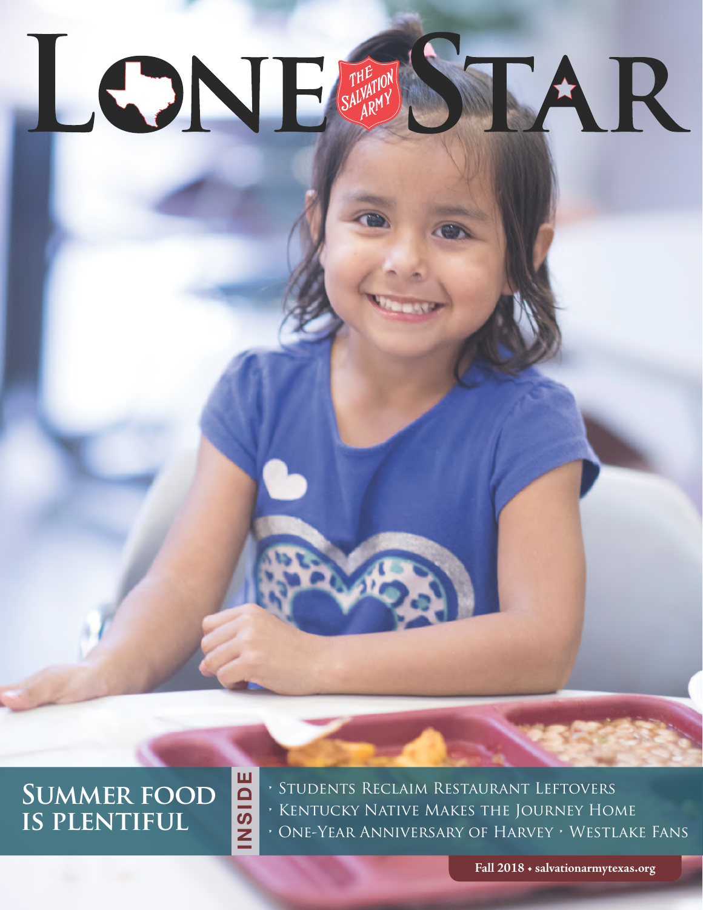# LONE STAR

THE SALVATION ARMY

## SUMMER FOOD IS PLENTIFUL

INSIDE

- Students Reclaim Restaurant Leftovers
- Kentucky Native Makes the Journey Home
- One-Year Anniversary of Harvey
- Westlake Fans

Fall 2018 • salvationarmytexas.org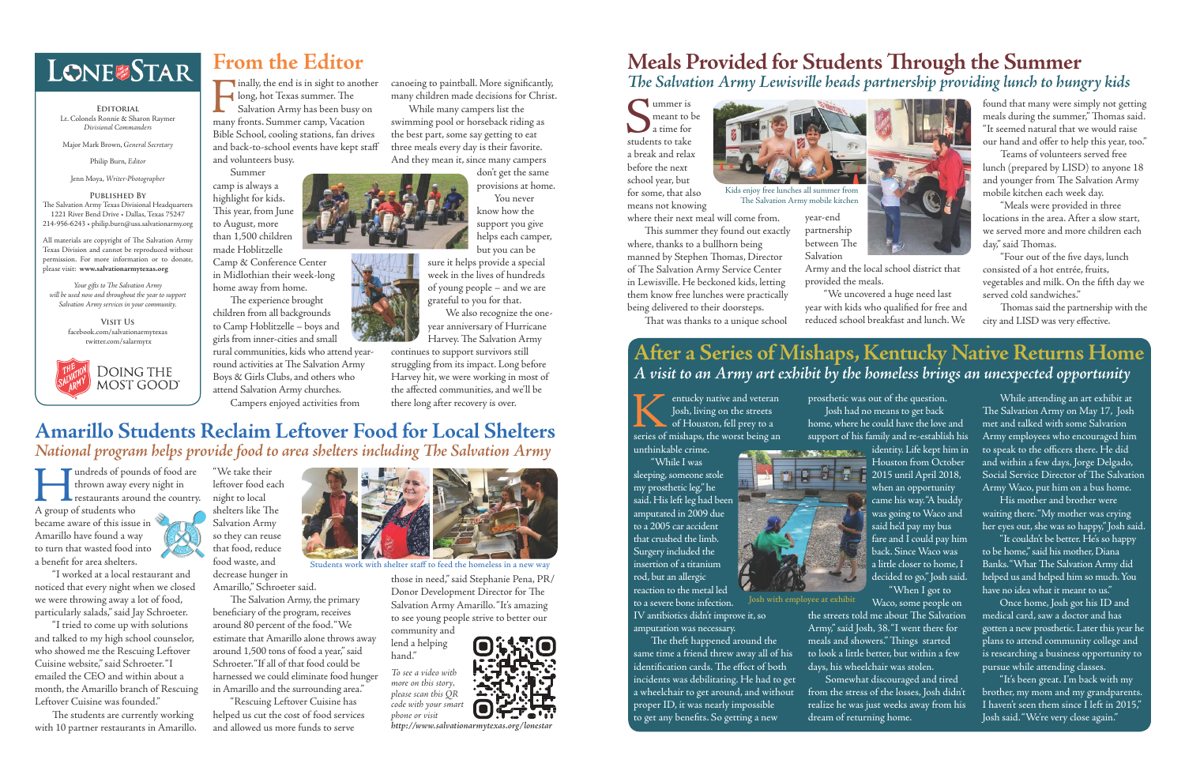# LONE STAR

**EDITORIAL**

Lt. Colonels Ronnie & Sharon Raymer
*Divisional Commanders*

Major Mark Brown, *General Secretary*

Philip Burn, *Editor*

Jenn Moya, *Writer-Photographer*

**PUBLISHED BY**

The Salvation Army Texas Divisional Headquarters
1221 River Bend Drive • Dallas, Texas 75247
214-956-6243 • philip.burn@uss.salvationarmy.org

All materials are copyright of The Salvation Army Texas Division and cannot be reproduced without permission. For more information or to donate, please visit: **www.salvationarmytexas.org**

*Your gifts to The Salvation Army will be used now and throughout the year to support Salvation Army services in your community.*

**VISIT US**

facebook.com/salvationarmytexas
twitter.com/salarmytx

DOING THE MOST GOOD®

## From the Editor

Finally, the end is in sight to another long, hot Texas summer. The Salvation Army has been busy on many fronts. Summer camp, Vacation Bible School, cooling stations, fan drives and back-to-school events have kept staff and volunteers busy.

Summer camp is always a highlight for kids. This year, from June to August, more than 1,500 children made Hoblitzelle Camp & Conference Center in Midlothian their week-long home away from home.

The experience brought children from all backgrounds to Camp Hoblitzelle – boys and girls from inner-cities and small rural communities, kids who attend year-round activities at The Salvation Army Boys & Girls Clubs, and others who attend Salvation Army churches.

Campers enjoyed activities from canoeing to paintball. More significantly, many children made decisions for Christ.

While many campers list the swimming pool or horseback riding as the best part, some say getting to eat three meals every day is their favorite. And they mean it, since many campers don't get the same provisions at home.

You never know how the support you give helps each camper, but you can be sure it helps provide a special week in the lives of hundreds of young people – and we are grateful to you for that.

We also recognize the one-year anniversary of Hurricane Harvey. The Salvation Army continues to support survivors still struggling from its impact. Long before Harvey hit, we were working in most of the affected communities, and we'll be there long after recovery is over.

## Meals Provided for Students Through the Summer

### *The Salvation Army Lewisville heads partnership providing lunch to hungry kids*

Summer is meant to be a time for students to take a break and relax before the next school year, but for some, that also means not knowing where their next meal will come from.

This summer they found out exactly where, thanks to a bullhorn being manned by Stephen Thomas, Director of The Salvation Army Service Center in Lewisville. He beckoned kids, letting them know free lunches were practically being delivered to their doorsteps.

That was thanks to a unique school year-end partnership between The Salvation Army and the local school district that provided the meals.

"We uncovered a huge need last year with kids who qualified for free and reduced school breakfast and lunch. We found that many were simply not getting meals during the summer," Thomas said. "It seemed natural that we would raise our hand and offer to help this year, too."

Teams of volunteers served free lunch (prepared by LISD) to anyone 18 and younger from The Salvation Army mobile kitchen each week day.

"Meals were provided in three locations in the area. After a slow start, we served more and more children each day," said Thomas.

"Four out of the five days, lunch consisted of a hot entrée, fruits, vegetables and milk. On the fifth day we served cold sandwiches."

Thomas said the partnership with the city and LISD was very effective.

Kids enjoy free lunches all summer from The Salvation Army mobile kitchen

## Amarillo Students Reclaim Leftover Food for Local Shelters

### *National program helps provide food to area shelters including The Salvation Army*

Hundreds of pounds of food are thrown away every night in restaurants around the country. A group of students who became aware of this issue in Amarillo have found a way to turn that wasted food into a benefit for area shelters.

"I worked at a local restaurant and noticed that every night when we closed we were throwing away a lot of food, particularly salads," said Jay Schroeter.

"I tried to come up with solutions and talked to my high school counselor, who showed me the Rescuing Leftover Cuisine website," said Schroeter. "I emailed the CEO and within about a month, the Amarillo branch of Rescuing Leftover Cuisine was founded."

The students are currently working with 10 partner restaurants in Amarillo. "We take their leftover food each night to local shelters like The Salvation Army so they can reuse that food, reduce food waste, and decrease hunger in Amarillo," Schroeter said.

The Salvation Army, the primary beneficiary of the program, receives around 80 percent of the food. "We estimate that Amarillo alone throws away around 1,500 tons of food a year," said Schroeter. "If all of that food could be harnessed we could eliminate food hunger in Amarillo and the surrounding area."

"Rescuing Leftover Cuisine has helped us cut the cost of food services and allowed us more funds to serve those in need," said Stephanie Pena, PR/Donor Development Director for The Salvation Army Amarillo. "It's amazing to see young people strive to better our community and lend a helping hand."

Students work with shelter staff to feed the homeless in a new way

*To see a video with more on this story, please scan this QR code with your smart phone or visit* ***http://www.salvationarmytexas.org/lonestar***

## After a Series of Mishaps, Kentucky Native Returns Home

### *A visit to an Army art exhibit by the homeless brings an unexpected opportunity*

Kentucky native and veteran Josh, living on the streets of Houston, fell prey to a series of mishaps, the worst being an unthinkable crime.

"While I was sleeping, someone stole my prosthetic leg," he said. His left leg had been amputated in 2009 due to a 2005 car accident that crushed the limb. Surgery included the insertion of a titanium rod, but an allergic reaction to the metal led to a severe bone infection. IV antibiotics didn't improve it, so amputation was necessary.

The theft happened around the same time a friend threw away all of his identification cards. The effect of both incidents was debilitating. He had to get a wheelchair to get around, and without proper ID, it was nearly impossible to get any benefits. So getting a new prosthetic was out of the question.

Josh had no means to get back home, where he could have the love and support of his family and re-establish his identity. Life kept him in Houston from October 2015 until April 2018, when an opportunity came his way. "A buddy was going to Waco and said he'd pay my bus fare and I could pay him back. Since Waco was a little closer to home, I decided to go," Josh said.

"When I got to Waco, some people on the streets told me about The Salvation Army," said Josh, 38. "I went there for meals and showers." Things started to look a little better, but within a few days, his wheelchair was stolen.

Somewhat discouraged and tired from the stress of the losses, Josh didn't realize he was just weeks away from his dream of returning home.

Josh with employee at exhibit

While attending an art exhibit at The Salvation Army on May 17, Josh met and talked with some Salvation Army employees who encouraged him to speak to the officers there. He did and within a few days, Jorge Delgado, Social Service Director of The Salvation Army Waco, put him on a bus home.

His mother and brother were waiting there. "My mother was crying her eyes out, she was so happy," Josh said.

"It couldn't be better. He's so happy to be home," said his mother, Diana Banks. "What The Salvation Army did helped us and helped him so much. You have no idea what it meant to us."

Once home, Josh got his ID and medical card, saw a doctor and has gotten a new prosthetic. Later this year he plans to attend community college and is researching a business opportunity to pursue while attending classes.

"It's been great. I'm back with my brother, my mom and my grandparents. I haven't seen them since I left in 2015," Josh said. "We're very close again."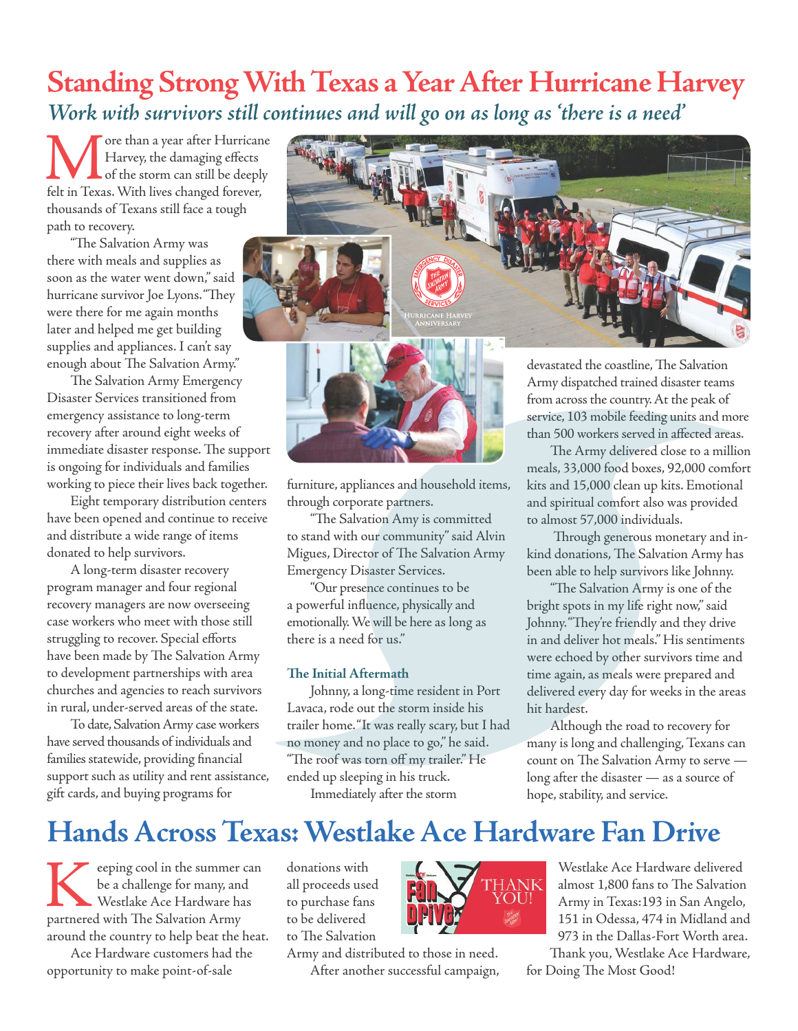# Standing Strong With Texas a Year After Hurricane Harvey

## *Work with survivors still continues and will go on as long as 'there is a need'*

More than a year after Hurricane Harvey, the damaging effects of the storm can still be deeply felt in Texas. With lives changed forever, thousands of Texans still face a tough path to recovery.

"The Salvation Army was there with meals and supplies as soon as the water went down," said hurricane survivor Joe Lyons. "They were there for me again months later and helped me get building supplies and appliances. I can't say enough about The Salvation Army."

The Salvation Army Emergency Disaster Services transitioned from emergency assistance to long-term recovery after around eight weeks of immediate disaster response. The support is ongoing for individuals and families working to piece their lives back together.

Eight temporary distribution centers have been opened and continue to receive and distribute a wide range of items donated to help survivors.

A long-term disaster recovery program manager and four regional recovery managers are now overseeing case workers who meet with those still struggling to recover. Special efforts have been made by The Salvation Army to development partnerships with area churches and agencies to reach survivors in rural, under-served areas of the state.

To date, Salvation Army case workers have served thousands of individuals and families statewide, providing financial support such as utility and rent assistance, gift cards, and buying programs for furniture, appliances and household items, through corporate partners.

"The Salvation Amy is committed to stand with our community" said Alvin Migues, Director of The Salvation Army Emergency Disaster Services.

"Our presence continues to be a powerful influence, physically and emotionally. We will be here as long as there is a need for us."

### The Initial Aftermath

Johnny, a long-time resident in Port Lavaca, rode out the storm inside his trailer home. "It was really scary, but I had no money and no place to go," he said. "The roof was torn off my trailer." He ended up sleeping in his truck.

Immediately after the storm devastated the coastline, The Salvation Army dispatched trained disaster teams from across the country. At the peak of service, 103 mobile feeding units and more than 500 workers served in affected areas.

The Army delivered close to a million meals, 33,000 food boxes, 92,000 comfort kits and 15,000 clean up kits. Emotional and spiritual comfort also was provided to almost 57,000 individuals.

Through generous monetary and in-kind donations, The Salvation Army has been able to help survivors like Johnny.

"The Salvation Army is one of the bright spots in my life right now," said Johnny. "They're friendly and they drive in and deliver hot meals." His sentiments were echoed by other survivors time and time again, as meals were prepared and delivered every day for weeks in the areas hit hardest.

Although the road to recovery for many is long and challenging, Texans can count on The Salvation Army to serve — long after the disaster — as a source of hope, stability, and service.

# Hands Across Texas: Westlake Ace Hardware Fan Drive

Keeping cool in the summer can be a challenge for many, and Westlake Ace Hardware has partnered with The Salvation Army around the country to help beat the heat.

Ace Hardware customers had the opportunity to make point-of-sale donations with all proceeds used to purchase fans to be delivered to The Salvation Army and distributed to those in need.

After another successful campaign, Westlake Ace Hardware delivered almost 1,800 fans to The Salvation Army in Texas:193 in San Angelo, 151 in Odessa, 474 in Midland and 973 in the Dallas-Fort Worth area.

Thank you, Westlake Ace Hardware, for Doing The Most Good!